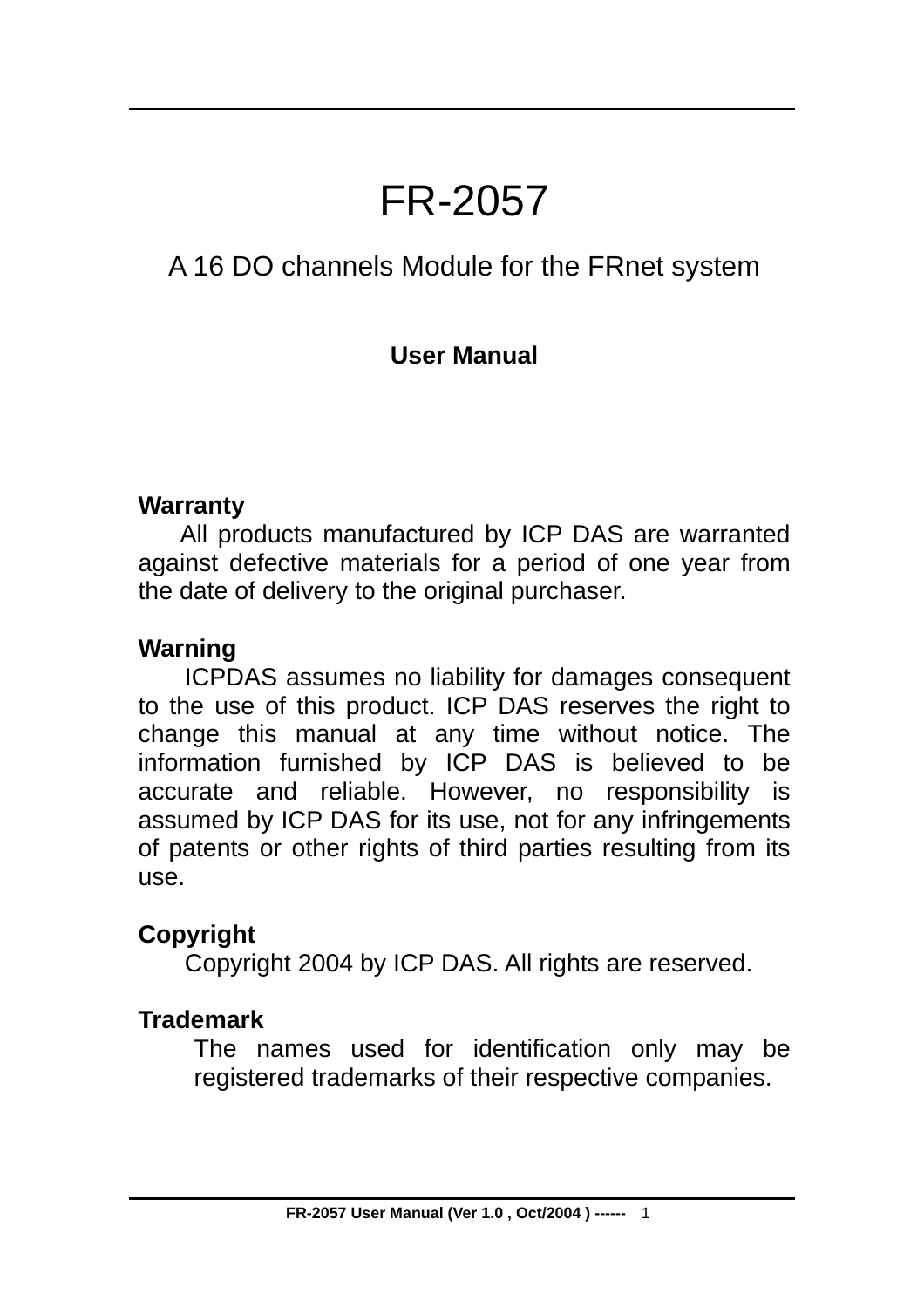# FR-2057

A 16 DO channels Module for the FRnet system

**User Manual**

**Warranty**

All products manufactured by ICP DAS are warranted against defective materials for a period of one year from the date of delivery to the original purchaser.

**Warning**

ICPDAS assumes no liability for damages consequent to the use of this product. ICP DAS reserves the right to change this manual at any time without notice. The information furnished by ICP DAS is believed to be accurate and reliable. However, no responsibility is assumed by ICP DAS for its use, not for any infringements of patents or other rights of third parties resulting from its use.

**Copyright**

Copyright 2004 by ICP DAS. All rights are reserved.

**Trademark**

The names used for identification only may be registered trademarks of their respective companies.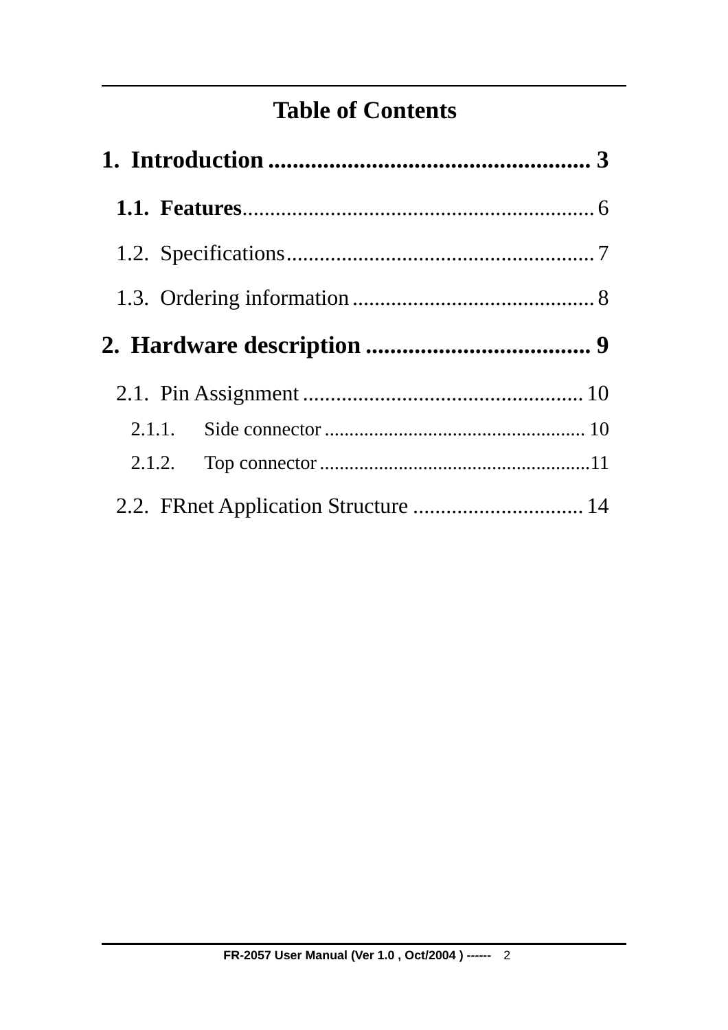# Table of Contents

**1. Introduction ..................................................... 3**

**1.1. Features**................................................................ 6

1.2. Specifications........................................................ 7

1.3. Ordering information............................................ 8

**2. Hardware description ..................................... 9**

2.1. Pin Assignment................................................... 10

2.1.1. Side connector ..................................................... 10

2.1.2. Top connector .......................................................11

2.2. FRnet Application Structure ............................... 14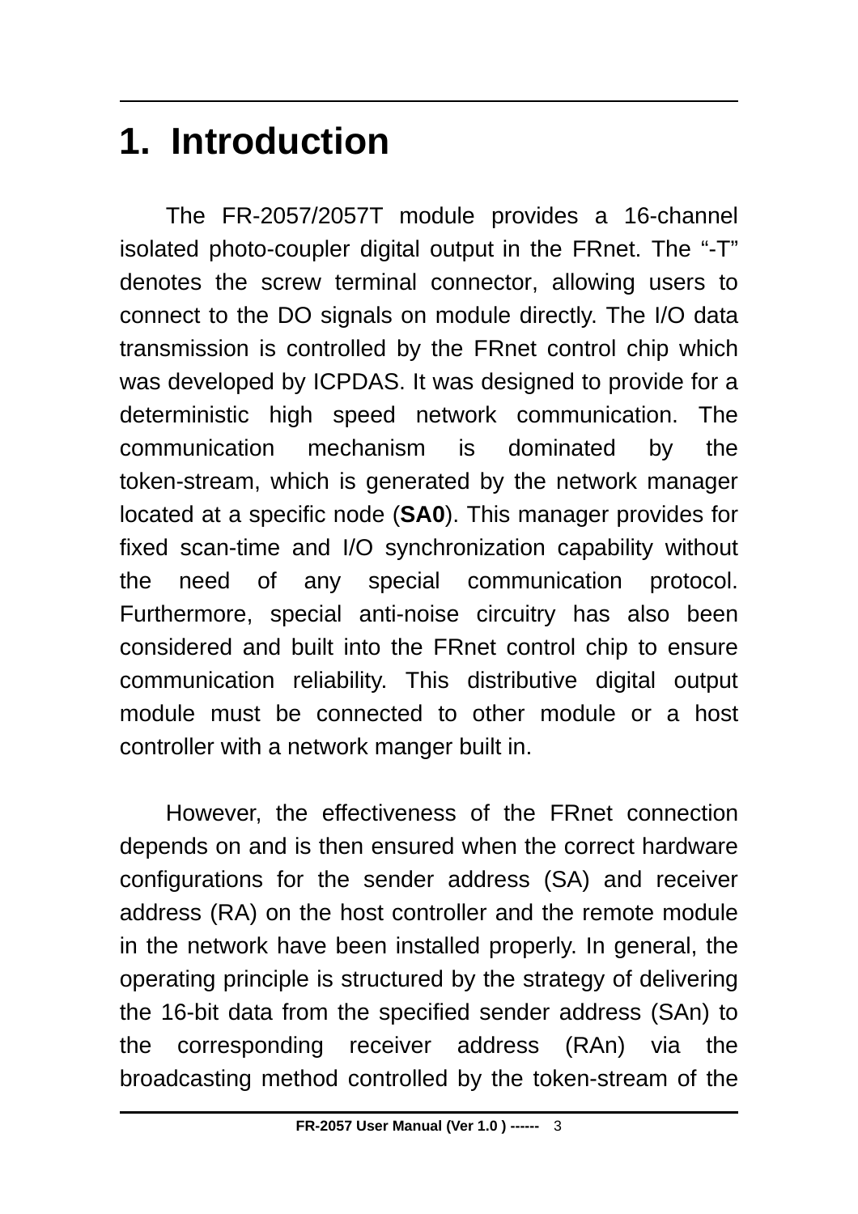# 1. Introduction

The FR-2057/2057T module provides a 16-channel isolated photo-coupler digital output in the FRnet. The “-T” denotes the screw terminal connector, allowing users to connect to the DO signals on module directly. The I/O data transmission is controlled by the FRnet control chip which was developed by ICPDAS. It was designed to provide for a deterministic high speed network communication. The communication mechanism is dominated by the token-stream, which is generated by the network manager located at a specific node (**SA0**). This manager provides for fixed scan-time and I/O synchronization capability without the need of any special communication protocol. Furthermore, special anti-noise circuitry has also been considered and built into the FRnet control chip to ensure communication reliability. This distributive digital output module must be connected to other module or a host controller with a network manger built in.

However, the effectiveness of the FRnet connection depends on and is then ensured when the correct hardware configurations for the sender address (SA) and receiver address (RA) on the host controller and the remote module in the network have been installed properly. In general, the operating principle is structured by the strategy of delivering the 16-bit data from the specified sender address (SAn) to the corresponding receiver address (RAn) via the broadcasting method controlled by the token-stream of the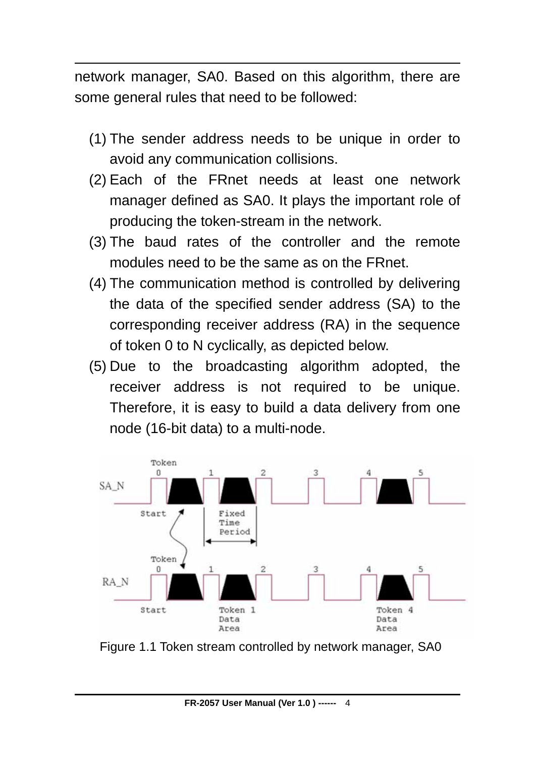network manager, SA0. Based on this algorithm, there are some general rules that need to be followed:

(1) The sender address needs to be unique in order to avoid any communication collisions.
(2) Each of the FRnet needs at least one network manager defined as SA0. It plays the important role of producing the token-stream in the network.
(3) The baud rates of the controller and the remote modules need to be the same as on the FRnet.
(4) The communication method is controlled by delivering the data of the specified sender address (SA) to the corresponding receiver address (RA) in the sequence of token 0 to N cyclically, as depicted below.
(5) Due to the broadcasting algorithm adopted, the receiver address is not required to be unique. Therefore, it is easy to build a data delivery from one node (16-bit data) to a multi-node.

Figure 1.1 Token stream controlled by network manager, SA0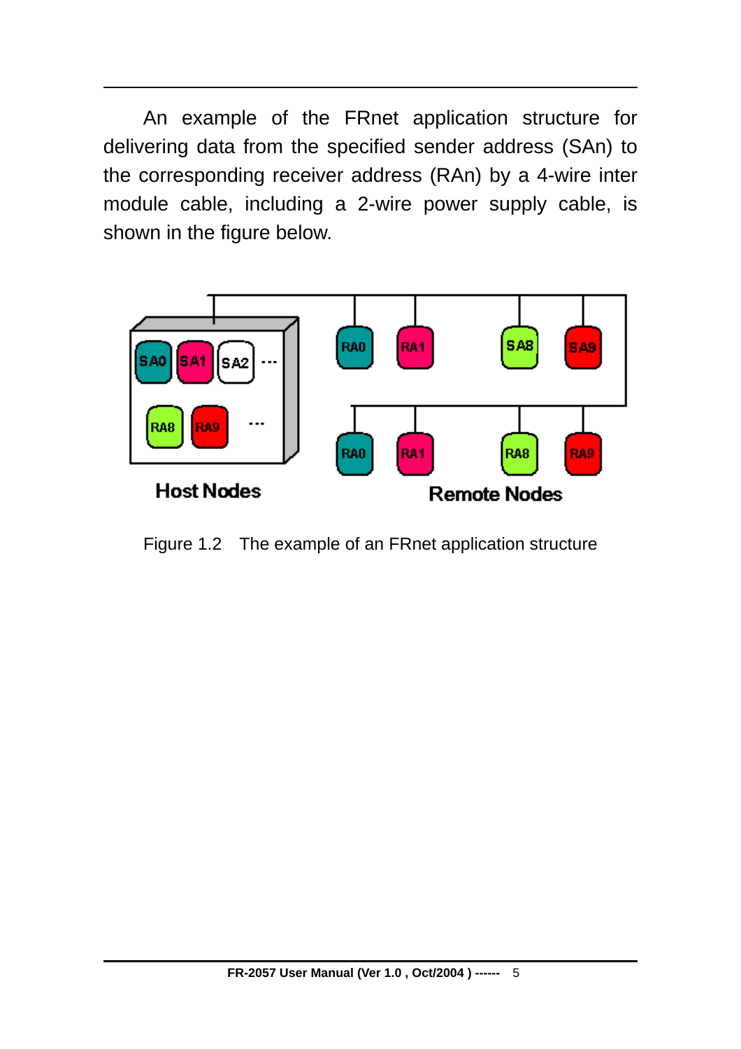An example of the FRnet application structure for delivering data from the specified sender address (SAn) to the corresponding receiver address (RAn) by a 4-wire inter module cable, including a 2-wire power supply cable, is shown in the figure below.

Figure 1.2 The example of an FRnet application structure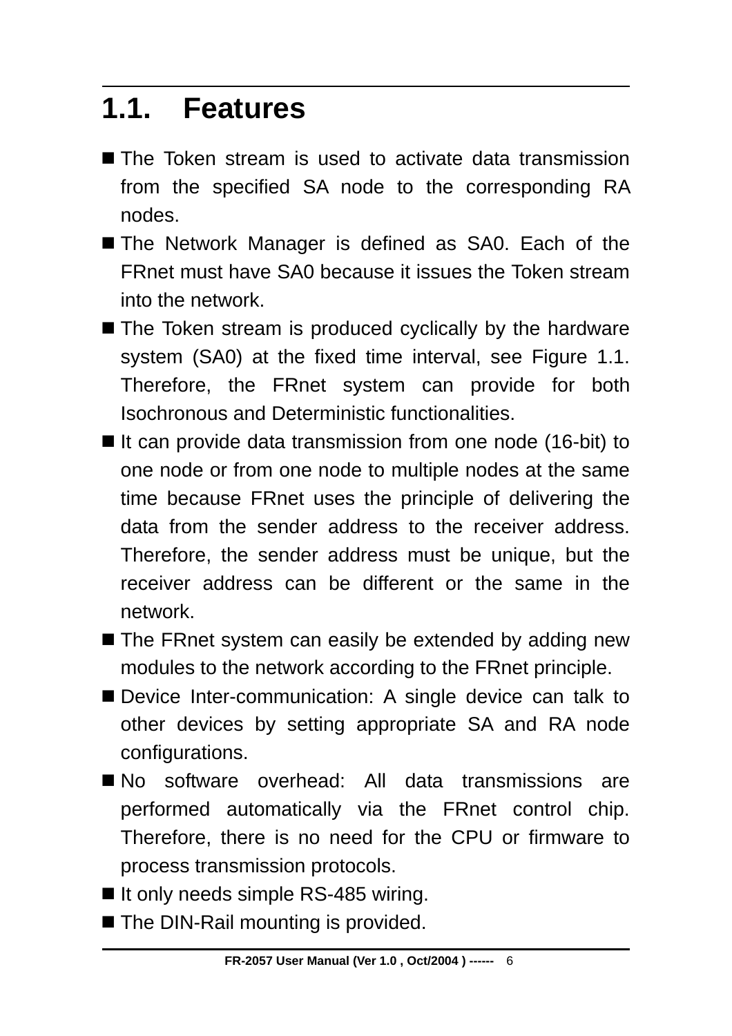## 1.1. Features

- The Token stream is used to activate data transmission from the specified SA node to the corresponding RA nodes.
- The Network Manager is defined as SA0. Each of the FRnet must have SA0 because it issues the Token stream into the network.
- The Token stream is produced cyclically by the hardware system (SA0) at the fixed time interval, see Figure 1.1. Therefore, the FRnet system can provide for both Isochronous and Deterministic functionalities.
- It can provide data transmission from one node (16-bit) to one node or from one node to multiple nodes at the same time because FRnet uses the principle of delivering the data from the sender address to the receiver address. Therefore, the sender address must be unique, but the receiver address can be different or the same in the network.
- The FRnet system can easily be extended by adding new modules to the network according to the FRnet principle.
- Device Inter-communication: A single device can talk to other devices by setting appropriate SA and RA node configurations.
- No software overhead: All data transmissions are performed automatically via the FRnet control chip. Therefore, there is no need for the CPU or firmware to process transmission protocols.
- It only needs simple RS-485 wiring.
- The DIN-Rail mounting is provided.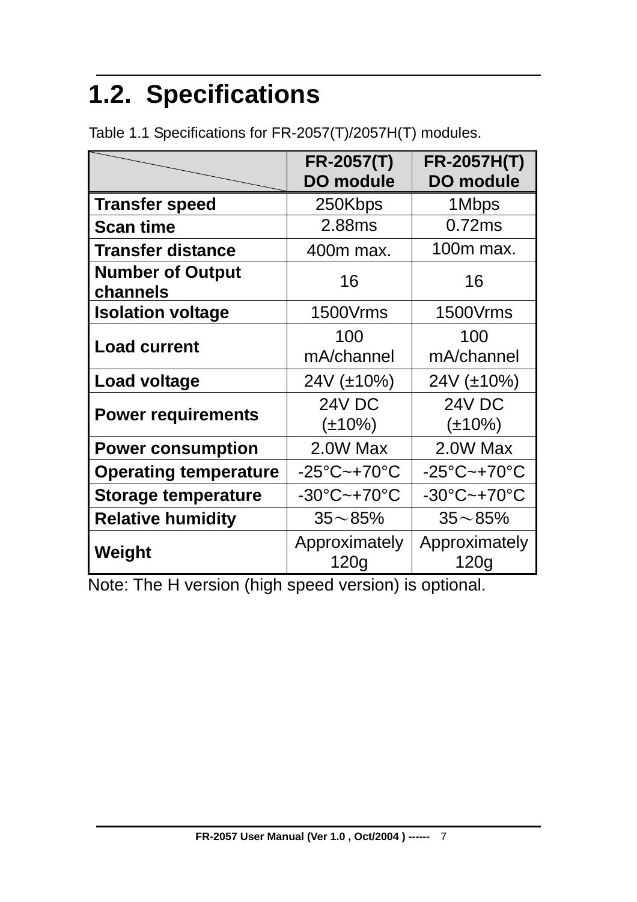## 1.2. Specifications

Table 1.1 Specifications for FR-2057(T)/2057H(T) modules.

| | FR-2057(T) DO module | FR-2057H(T) DO module |
|---|---|---|
| **Transfer speed** | 250Kbps | 1Mbps |
| **Scan time** | 2.88ms | 0.72ms |
| **Transfer distance** | 400m max. | 100m max. |
| **Number of Output channels** | 16 | 16 |
| **Isolation voltage** | 1500Vrms | 1500Vrms |
| **Load current** | 100 mA/channel | 100 mA/channel |
| **Load voltage** | 24V (±10%) | 24V (±10%) |
| **Power requirements** | 24V DC (±10%) | 24V DC (±10%) |
| **Power consumption** | 2.0W Max | 2.0W Max |
| **Operating temperature** | -25°C~+70°C | -25°C~+70°C |
| **Storage temperature** | -30°C~+70°C | -30°C~+70°C |
| **Relative humidity** | 35～85% | 35～85% |
| **Weight** | Approximately 120g | Approximately 120g |

Note: The H version (high speed version) is optional.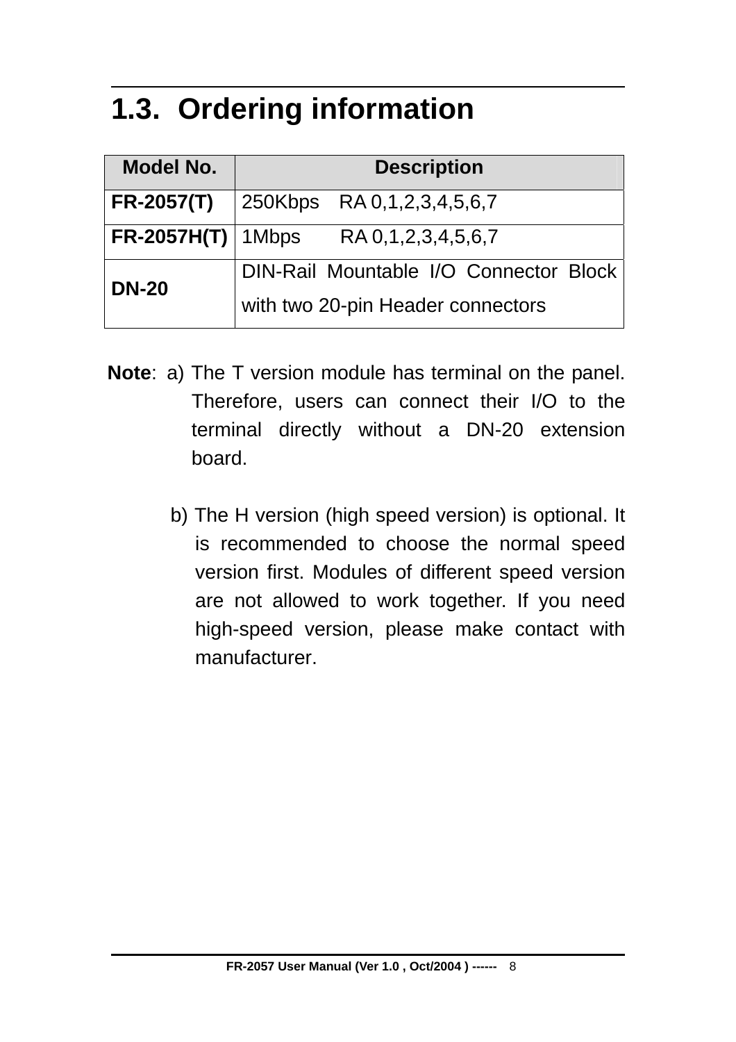## 1.3. Ordering information

| Model No. | Description |
|---|---|
| **FR-2057(T)** | 250Kbps RA 0,1,2,3,4,5,6,7 |
| **FR-2057H(T)** | 1Mbps RA 0,1,2,3,4,5,6,7 |
| **DN-20** | DIN-Rail Mountable I/O Connector Block with two 20-pin Header connectors |

**Note**: a) The T version module has terminal on the panel. Therefore, users can connect their I/O to the terminal directly without a DN-20 extension board.

b) The H version (high speed version) is optional. It is recommended to choose the normal speed version first. Modules of different speed version are not allowed to work together. If you need high-speed version, please make contact with manufacturer.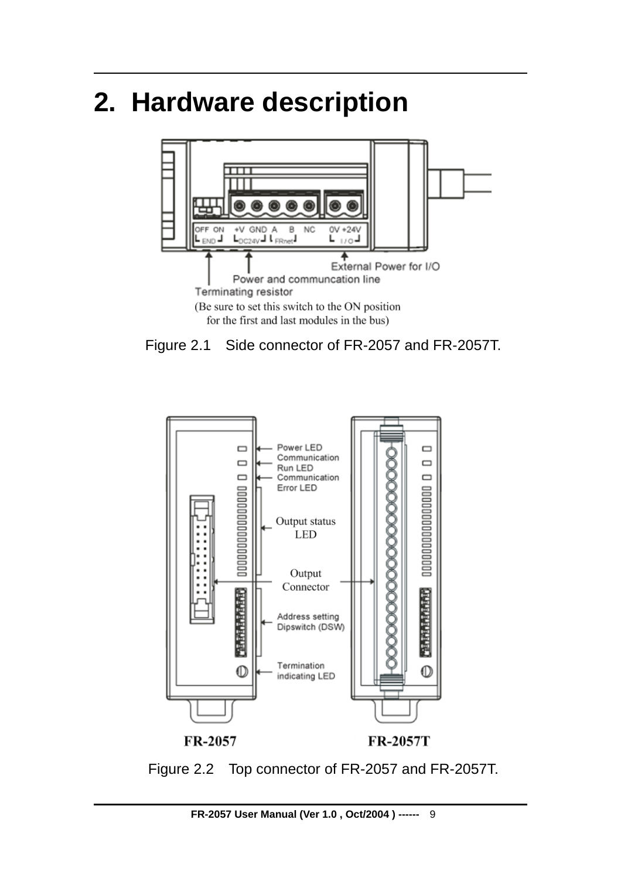# 2. Hardware description

Figure 2.1 Side connector of FR-2057 and FR-2057T.

Figure 2.2 Top connector of FR-2057 and FR-2057T.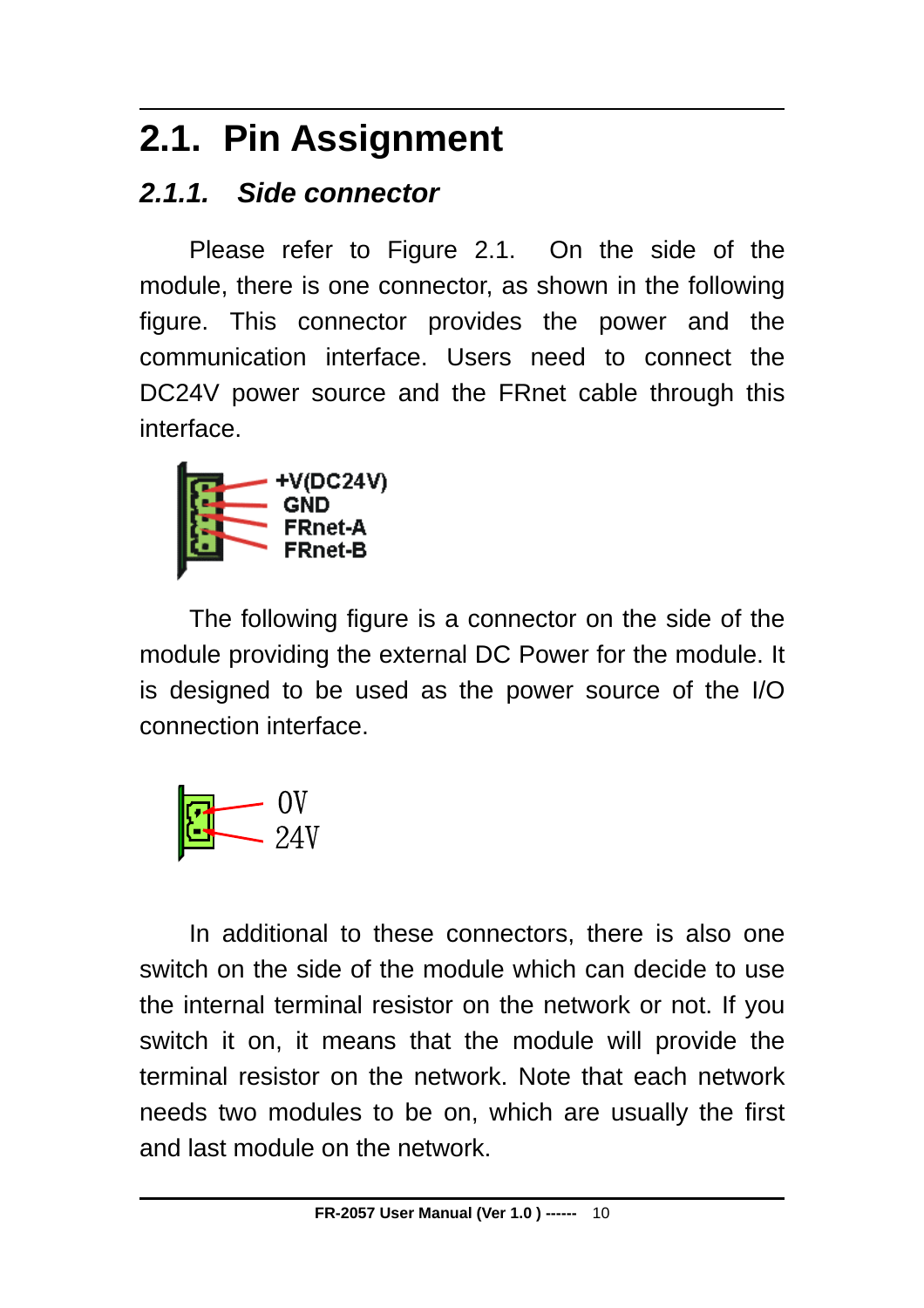## 2.1. Pin Assignment

### *2.1.1. Side connector*

Please refer to Figure 2.1. On the side of the module, there is one connector, as shown in the following figure. This connector provides the power and the communication interface. Users need to connect the DC24V power source and the FRnet cable through this interface.

+V(DC24V)
GND
FRnet-A
FRnet-B

The following figure is a connector on the side of the module providing the external DC Power for the module. It is designed to be used as the power source of the I/O connection interface.

0V
24V

In additional to these connectors, there is also one switch on the side of the module which can decide to use the internal terminal resistor on the network or not. If you switch it on, it means that the module will provide the terminal resistor on the network. Note that each network needs two modules to be on, which are usually the first and last module on the network.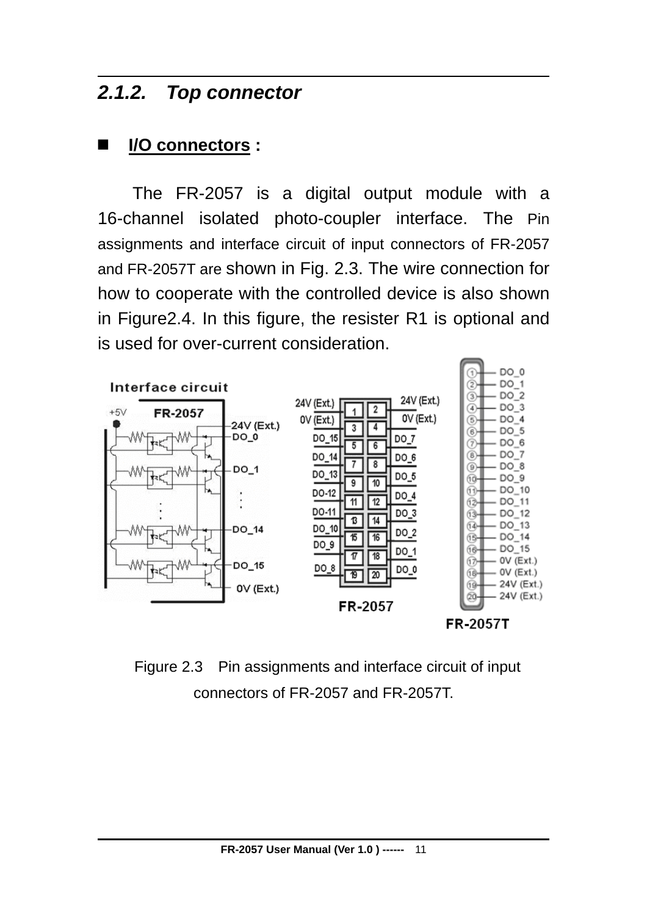### 2.1.2. *Top connector*

- **I/O connectors :**

The FR-2057 is a digital output module with a 16-channel isolated photo-coupler interface. The Pin assignments and interface circuit of input connectors of FR-2057 and FR-2057T are shown in Fig. 2.3. The wire connection for how to cooperate with the controlled device is also shown in Figure2.4. In this figure, the resister R1 is optional and is used for over-current consideration.

Figure 2.3 Pin assignments and interface circuit of input connectors of FR-2057 and FR-2057T.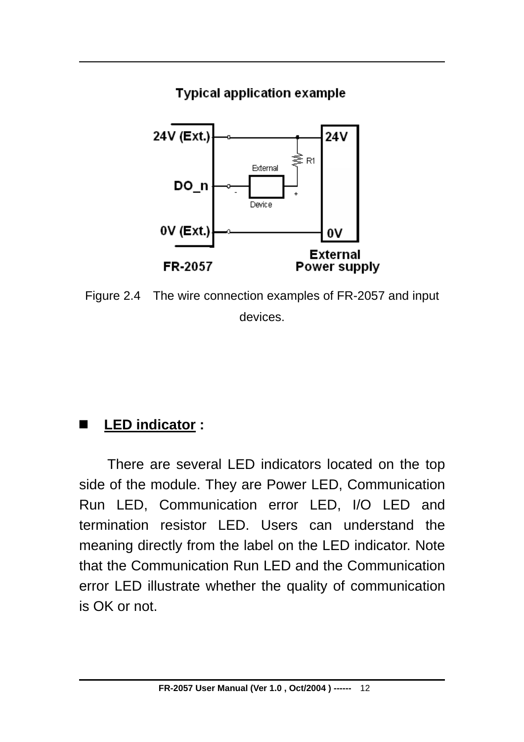Typical application example

Figure 2.4 The wire connection examples of FR-2057 and input devices.

■ **LED indicator** :

There are several LED indicators located on the top side of the module. They are Power LED, Communication Run LED, Communication error LED, I/O LED and termination resistor LED. Users can understand the meaning directly from the label on the LED indicator. Note that the Communication Run LED and the Communication error LED illustrate whether the quality of communication is OK or not.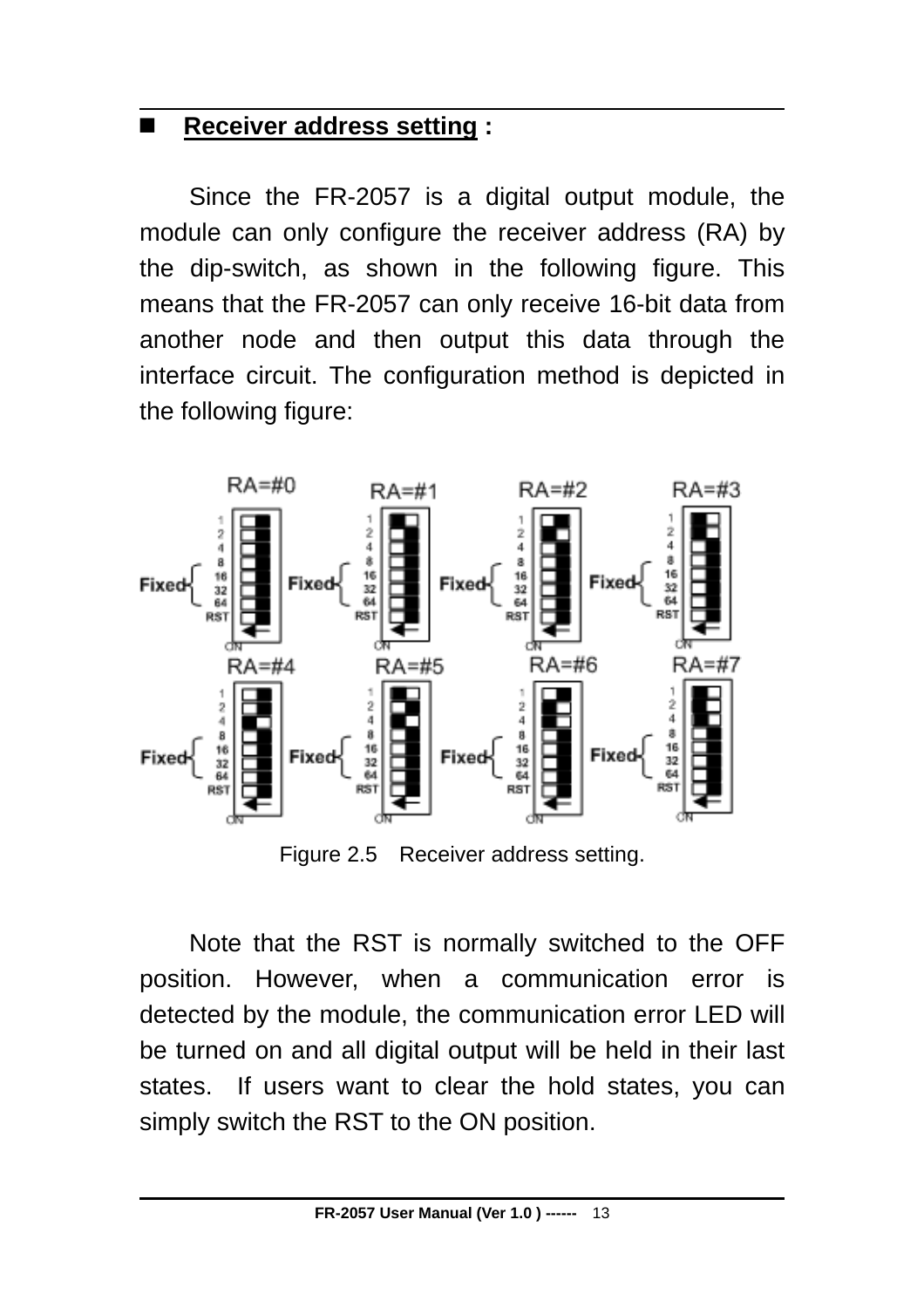## Receiver address setting :

Since the FR-2057 is a digital output module, the module can only configure the receiver address (RA) by the dip-switch, as shown in the following figure. This means that the FR-2057 can only receive 16-bit data from another node and then output this data through the interface circuit. The configuration method is depicted in the following figure:

Figure 2.5 Receiver address setting.

Note that the RST is normally switched to the OFF position. However, when a communication error is detected by the module, the communication error LED will be turned on and all digital output will be held in their last states. If users want to clear the hold states, you can simply switch the RST to the ON position.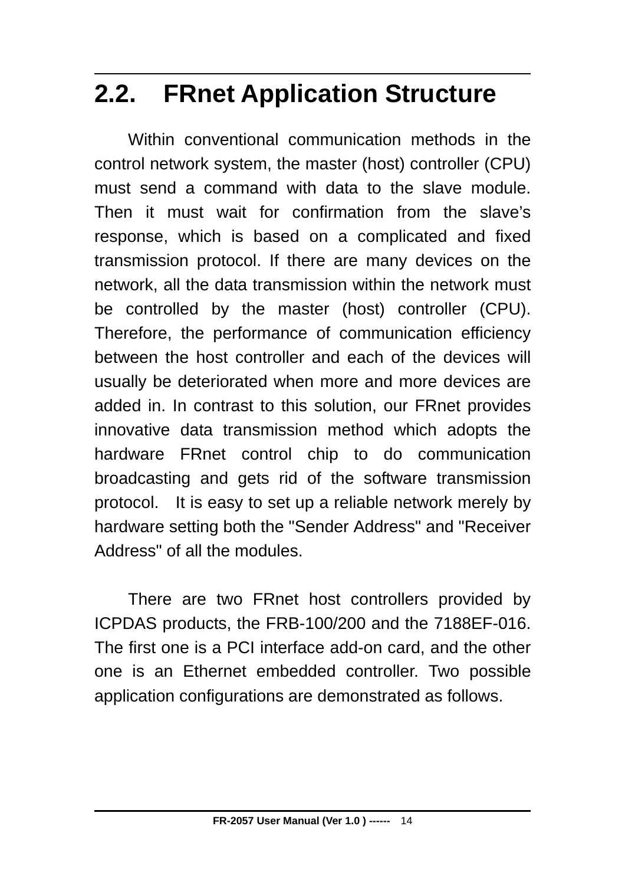## 2.2. FRnet Application Structure

Within conventional communication methods in the control network system, the master (host) controller (CPU) must send a command with data to the slave module. Then it must wait for confirmation from the slave's response, which is based on a complicated and fixed transmission protocol. If there are many devices on the network, all the data transmission within the network must be controlled by the master (host) controller (CPU). Therefore, the performance of communication efficiency between the host controller and each of the devices will usually be deteriorated when more and more devices are added in. In contrast to this solution, our FRnet provides innovative data transmission method which adopts the hardware FRnet control chip to do communication broadcasting and gets rid of the software transmission protocol. It is easy to set up a reliable network merely by hardware setting both the "Sender Address" and "Receiver Address" of all the modules.

There are two FRnet host controllers provided by ICPDAS products, the FRB-100/200 and the 7188EF-016. The first one is a PCI interface add-on card, and the other one is an Ethernet embedded controller. Two possible application configurations are demonstrated as follows.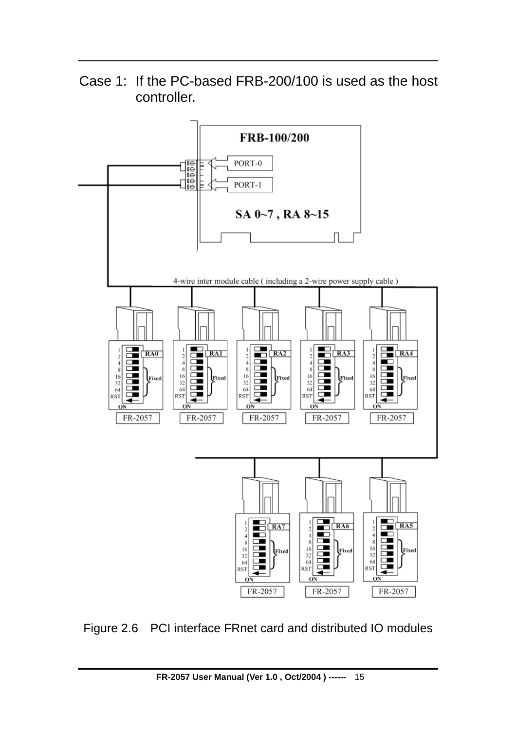Case 1: If the PC-based FRB-200/100 is used as the host controller.

Figure 2.6 PCI interface FRnet card and distributed IO modules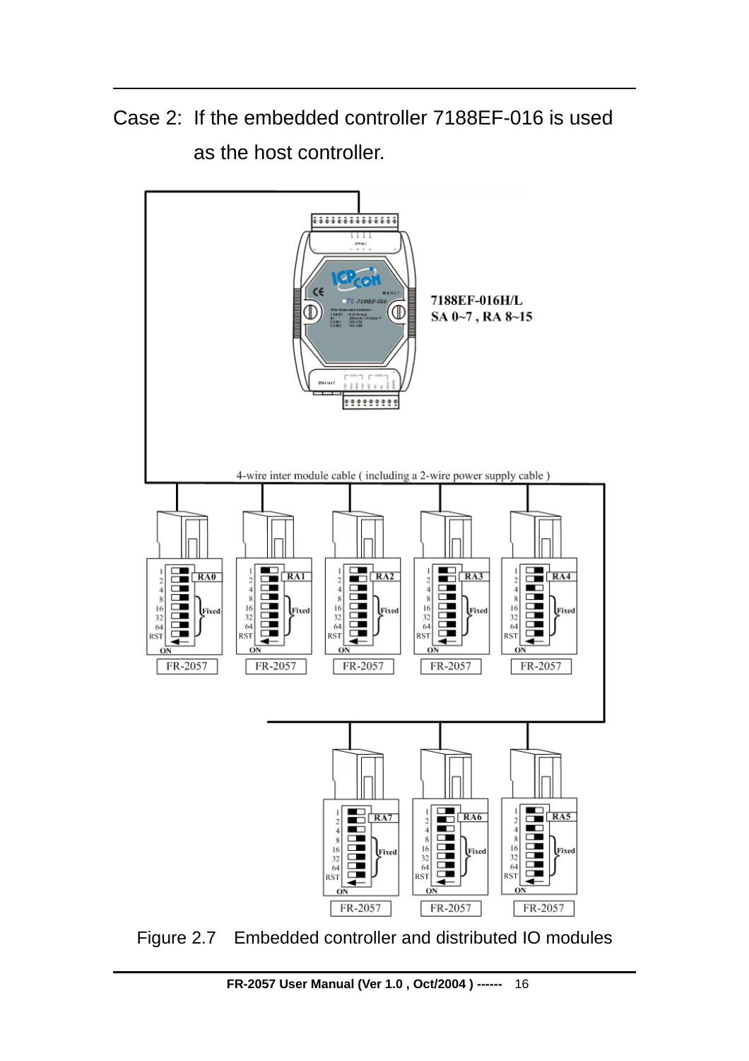Case 2: If the embedded controller 7188EF-016 is used as the host controller.

7188EF-016H/L
SA 0~7 , RA 8~15

4-wire inter module cable ( including a 2-wire power supply cable )

RA0
RA1
RA2
RA3
RA4
RA7
RA6
RA5

Fixed

FR-2057

Figure 2.7 Embedded controller and distributed IO modules